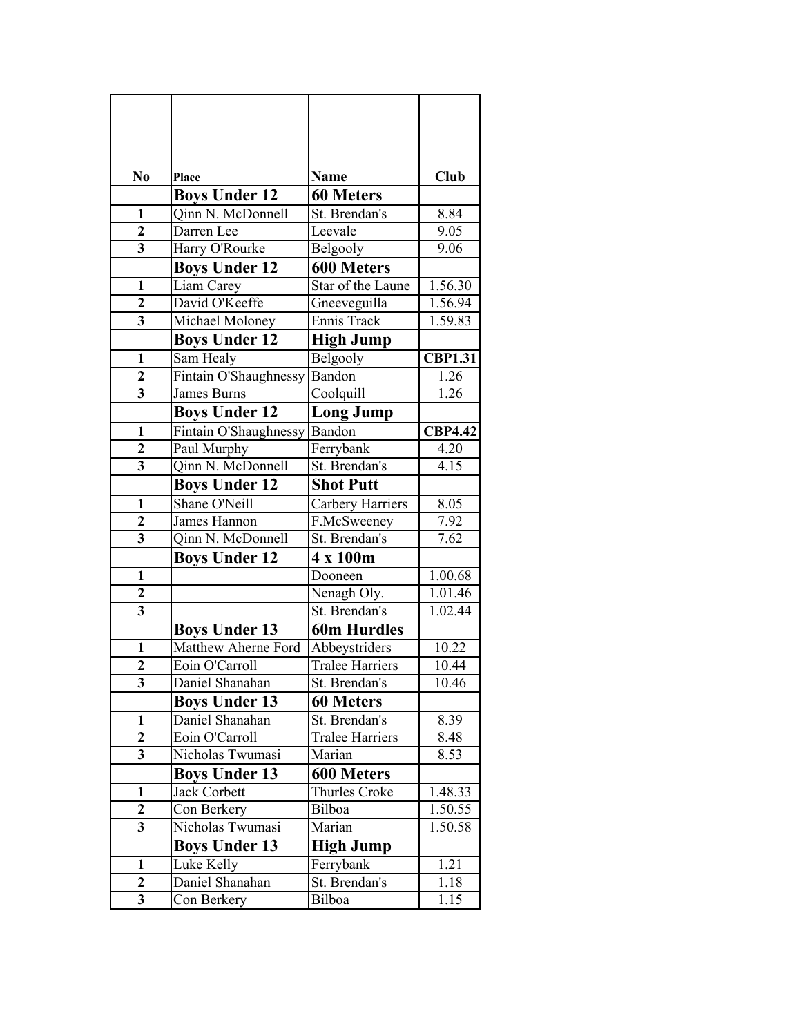| No | Place | Name | Club |
|---|---|---|---|
| | **Boys Under 12** | **60 Meters** | |
| **1** | Qinn N. McDonnell | St. Brendan's | 8.84 |
| **2** | Darren Lee | Leevale | 9.05 |
| **3** | Harry O'Rourke | Belgooly | 9.06 |
| | **Boys Under 12** | **600 Meters** | |
| **1** | Liam Carey | Star of the Laune | 1.56.30 |
| **2** | David O'Keeffe | Gneeveguilla | 1.56.94 |
| **3** | Michael Moloney | Ennis Track | 1.59.83 |
| | **Boys Under 12** | **High Jump** | |
| **1** | Sam Healy | Belgooly | **CBP1.31** |
| **2** | Fintain O'Shaughnessy | Bandon | 1.26 |
| **3** | James Burns | Coolquill | 1.26 |
| | **Boys Under 12** | **Long Jump** | |
| **1** | Fintain O'Shaughnessy | Bandon | **CBP4.42** |
| **2** | Paul Murphy | Ferrybank | 4.20 |
| **3** | Qinn N. McDonnell | St. Brendan's | 4.15 |
| | **Boys Under 12** | **Shot Putt** | |
| **1** | Shane O'Neill | Carbery Harriers | 8.05 |
| **2** | James Hannon | F.McSweeney | 7.92 |
| **3** | Qinn N. McDonnell | St. Brendan's | 7.62 |
| | **Boys Under 12** | **4 x 100m** | |
| **1** | | Dooneen | 1.00.68 |
| **2** | | Nenagh Oly. | 1.01.46 |
| **3** | | St. Brendan's | 1.02.44 |
| | **Boys Under 13** | **60m Hurdles** | |
| **1** | Matthew Aherne Ford | Abbeystriders | 10.22 |
| **2** | Eoin O'Carroll | Tralee Harriers | 10.44 |
| **3** | Daniel Shanahan | St. Brendan's | 10.46 |
| | **Boys Under 13** | **60 Meters** | |
| **1** | Daniel Shanahan | St. Brendan's | 8.39 |
| **2** | Eoin O'Carroll | Tralee Harriers | 8.48 |
| **3** | Nicholas Twumasi | Marian | 8.53 |
| | **Boys Under 13** | **600 Meters** | |
| **1** | Jack Corbett | Thurles Croke | 1.48.33 |
| **2** | Con Berkery | Bilboa | 1.50.55 |
| **3** | Nicholas Twumasi | Marian | 1.50.58 |
| | **Boys Under 13** | **High Jump** | |
| **1** | Luke Kelly | Ferrybank | 1.21 |
| **2** | Daniel Shanahan | St. Brendan's | 1.18 |
| **3** | Con Berkery | Bilboa | 1.15 |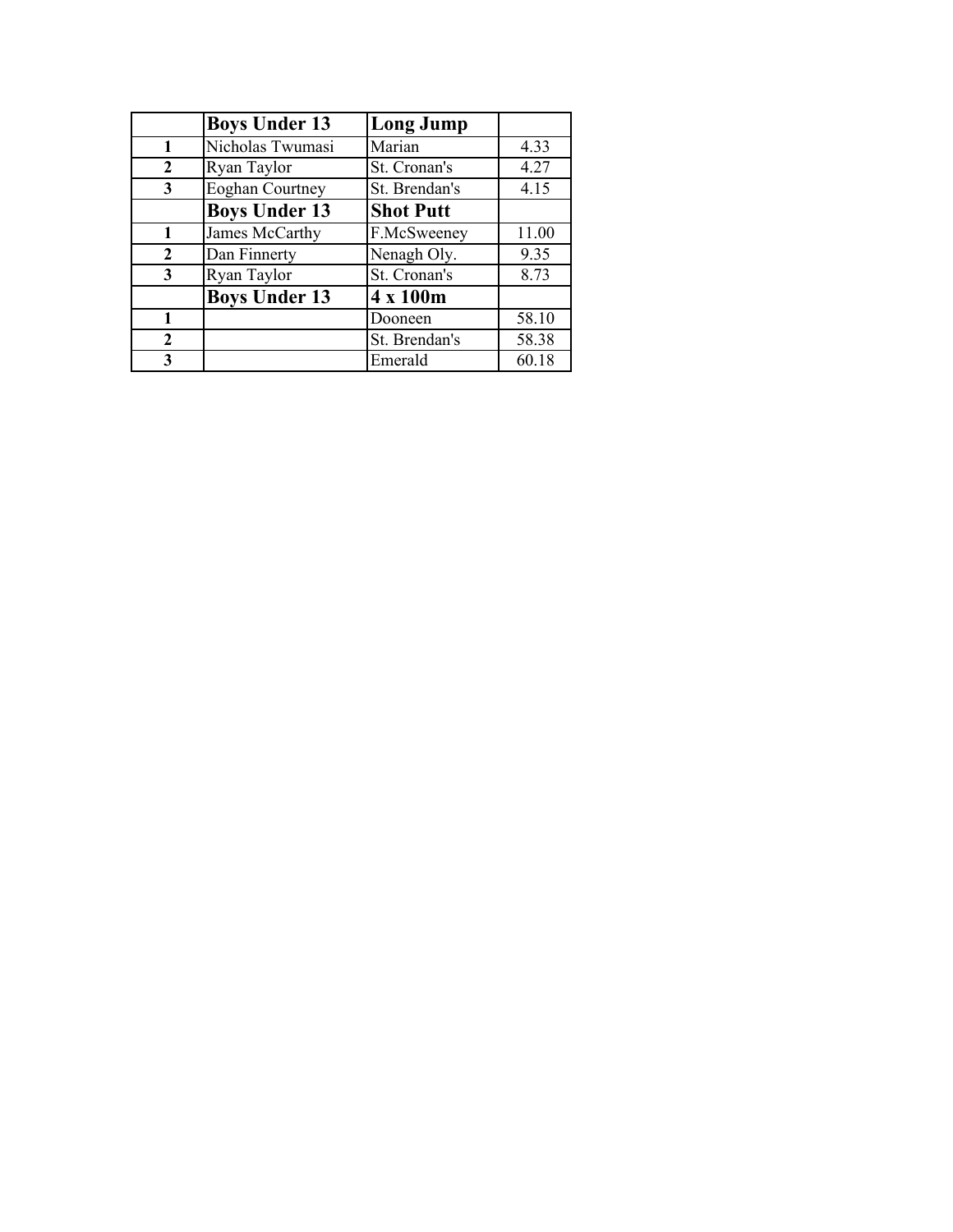| | | | |
|---|---|---|---|
| | **Boys Under 13** | **Long Jump** | |
| **1** | Nicholas Twumasi | Marian | 4.33 |
| **2** | Ryan Taylor | St. Cronan's | 4.27 |
| **3** | Eoghan Courtney | St. Brendan's | 4.15 |
| | **Boys Under 13** | **Shot Putt** | |
| **1** | James McCarthy | F.McSweeney | 11.00 |
| **2** | Dan Finnerty | Nenagh Oly. | 9.35 |
| **3** | Ryan Taylor | St. Cronan's | 8.73 |
| | **Boys Under 13** | **4 x 100m** | |
| **1** | | Dooneen | 58.10 |
| **2** | | St. Brendan's | 58.38 |
| **3** | | Emerald | 60.18 |